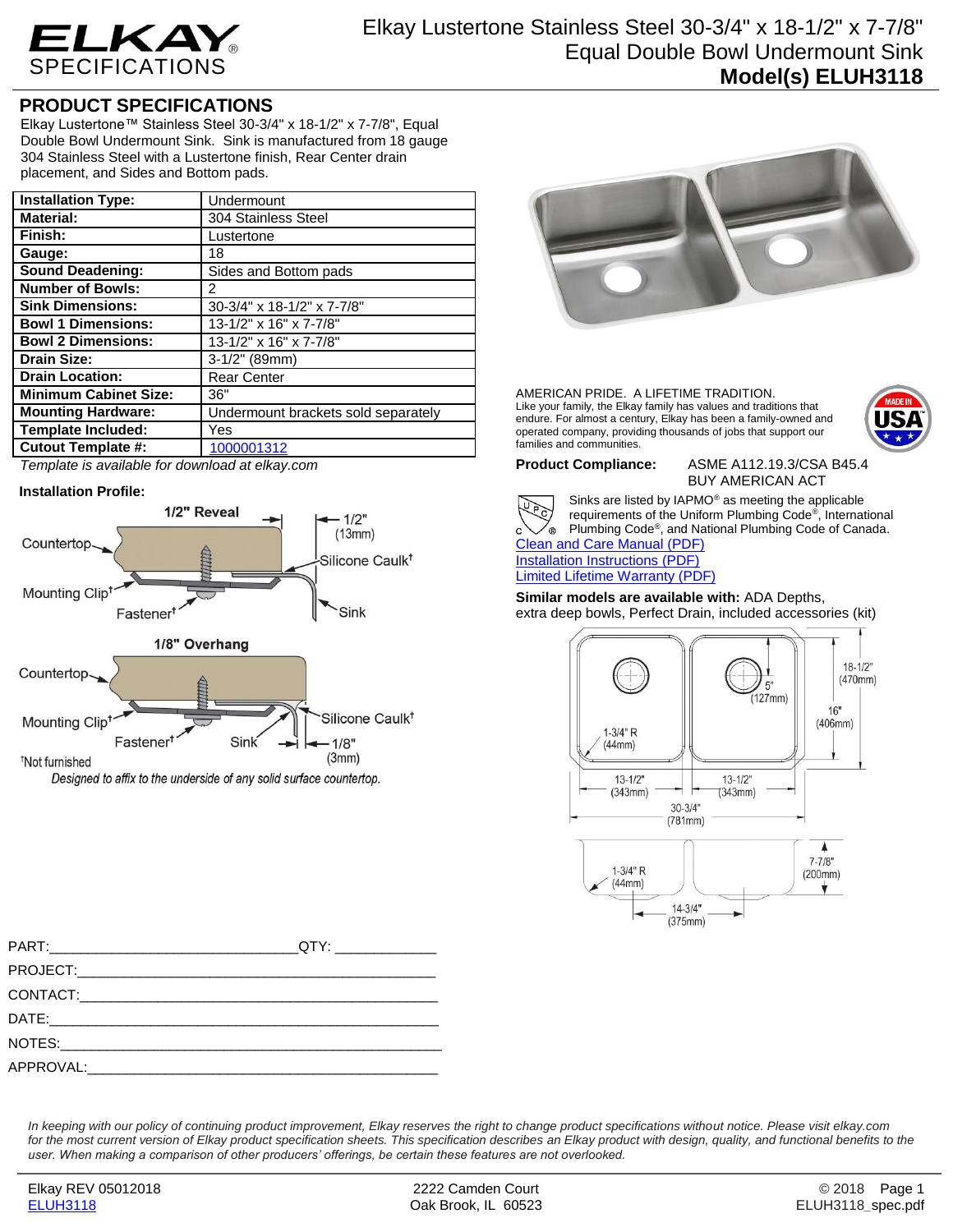# Elkay Lustertone Stainless Steel 30-3/4" x 18-1/2" x 7-7/8" Equal Double Bowl Undermount Sink

## Model(s) ELUH3118

## PRODUCT SPECIFICATIONS

Elkay Lustertone™ Stainless Steel 30-3/4" x 18-1/2" x 7-7/8", Equal Double Bowl Undermount Sink. Sink is manufactured from 18 gauge 304 Stainless Steel with a Lustertone finish, Rear Center drain placement, and Sides and Bottom pads.

| **Installation Type:** | Undermount |
|---|---|
| **Material:** | 304 Stainless Steel |
| **Finish:** | Lustertone |
| **Gauge:** | 18 |
| **Sound Deadening:** | Sides and Bottom pads |
| **Number of Bowls:** | 2 |
| **Sink Dimensions:** | 30-3/4" x 18-1/2" x 7-7/8" |
| **Bowl 1 Dimensions:** | 13-1/2" x 16" x 7-7/8" |
| **Bowl 2 Dimensions:** | 13-1/2" x 16" x 7-7/8" |
| **Drain Size:** | 3-1/2" (89mm) |
| **Drain Location:** | Rear Center |
| **Minimum Cabinet Size:** | 36" |
| **Mounting Hardware:** | Undermount brackets sold separately |
| **Template Included:** | Yes |
| **Cutout Template #:** | 1000001312 |

*Template is available for download at elkay.com*

**Installation Profile:**

1/2" Reveal — Countertop, Mounting Clip†, Fastener†, Silicone Caulk†, Sink, 1/2" (13mm)

1/8" Overhang — Countertop, Mounting Clip†, Fastener†, Sink, Silicone Caulk†, 1/8" (3mm)

†Not furnished

*Designed to affix to the underside of any solid surface countertop.*

AMERICAN PRIDE. A LIFETIME TRADITION.
Like your family, the Elkay family has values and traditions that endure. For almost a century, Elkay has been a family-owned and operated company, providing thousands of jobs that support our families and communities.

**Product Compliance:** ASME A112.19.3/CSA B45.4
BUY AMERICAN ACT

Sinks are listed by IAPMO® as meeting the applicable requirements of the Uniform Plumbing Code®, International Plumbing Code®, and National Plumbing Code of Canada.

Clean and Care Manual (PDF)
Installation Instructions (PDF)
Limited Lifetime Warranty (PDF)

**Similar models are available with:** ADA Depths, extra deep bowls, Perfect Drain, included accessories (kit)

Dimensions: 18-1/2" (470mm); 16" (406mm); 5" (127mm); 1-3/4" R (44mm); 13-1/2" (343mm); 13-1/2" (343mm); 30-3/4" (781mm); 7-7/8" (200mm); 14-3/4" (375mm)

PART:_______________________________QTY: _____________

PROJECT:____________________________________________

CONTACT:____________________________________________

DATE:_______________________________________________

NOTES:______________________________________________

APPROVAL:___________________________________________

*In keeping with our policy of continuing product improvement, Elkay reserves the right to change product specifications without notice. Please visit elkay.com for the most current version of Elkay product specification sheets. This specification describes an Elkay product with design, quality, and functional benefits to the user. When making a comparison of other producers' offerings, be certain these features are not overlooked.*

Elkay REV 05012018 | 2222 Camden Court, Oak Brook, IL 60523 | © 2018
ELUH3118 | ELUH3118_spec.pdf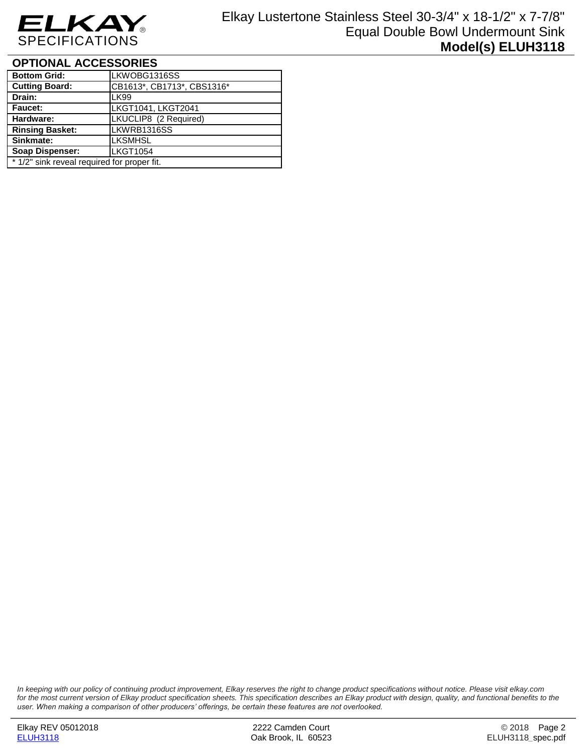## OPTIONAL ACCESSORIES

| | |
|---|---|
| **Bottom Grid:** | LKWOBG1316SS |
| **Cutting Board:** | CB1613*, CB1713*, CBS1316* |
| **Drain:** | LK99 |
| **Faucet:** | LKGT1041, LKGT2041 |
| **Hardware:** | LKUCLIP8 (2 Required) |
| **Rinsing Basket:** | LKWRB1316SS |
| **Sinkmate:** | LKSMHSL |
| **Soap Dispenser:** | LKGT1054 |
| * 1/2" sink reveal required for proper fit. | |

*In keeping with our policy of continuing product improvement, Elkay reserves the right to change product specifications without notice. Please visit elkay.com for the most current version of Elkay product specification sheets. This specification describes an Elkay product with design, quality, and functional benefits to the user. When making a comparison of other producers' offerings, be certain these features are not overlooked.*